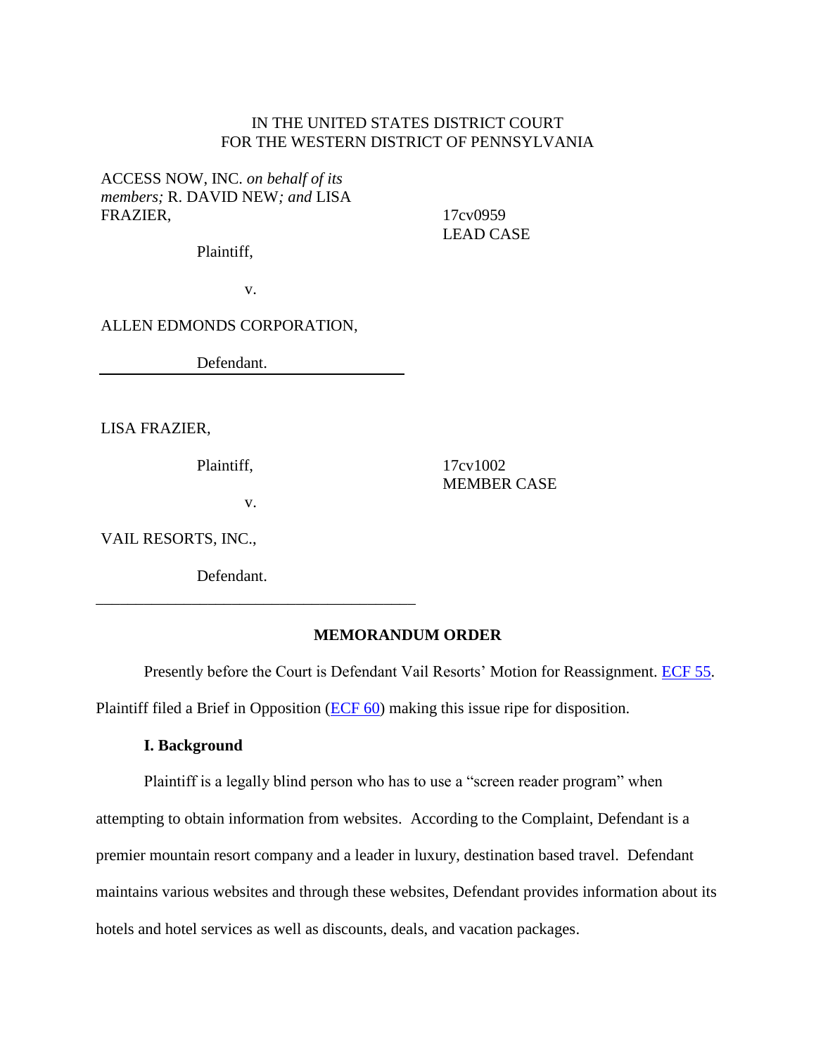IN THE UNITED STATES DISTRICT COURT
FOR THE WESTERN DISTRICT OF PENNSYLVANIA

ACCESS NOW, INC. *on behalf of its members;* R. DAVID NEW*; and* LISA FRAZIER,

Plaintiff,

v.

ALLEN EDMONDS CORPORATION,

Defendant.

17cv0959
LEAD CASE

---

LISA FRAZIER,

Plaintiff,

v.

VAIL RESORTS, INC.,

Defendant.

17cv1002
MEMBER CASE

---

**MEMORANDUM ORDER**

Presently before the Court is Defendant Vail Resorts' Motion for Reassignment. ECF 55. Plaintiff filed a Brief in Opposition (ECF 60) making this issue ripe for disposition.

**I. Background**

Plaintiff is a legally blind person who has to use a "screen reader program" when attempting to obtain information from websites. According to the Complaint, Defendant is a premier mountain resort company and a leader in luxury, destination based travel. Defendant maintains various websites and through these websites, Defendant provides information about its hotels and hotel services as well as discounts, deals, and vacation packages.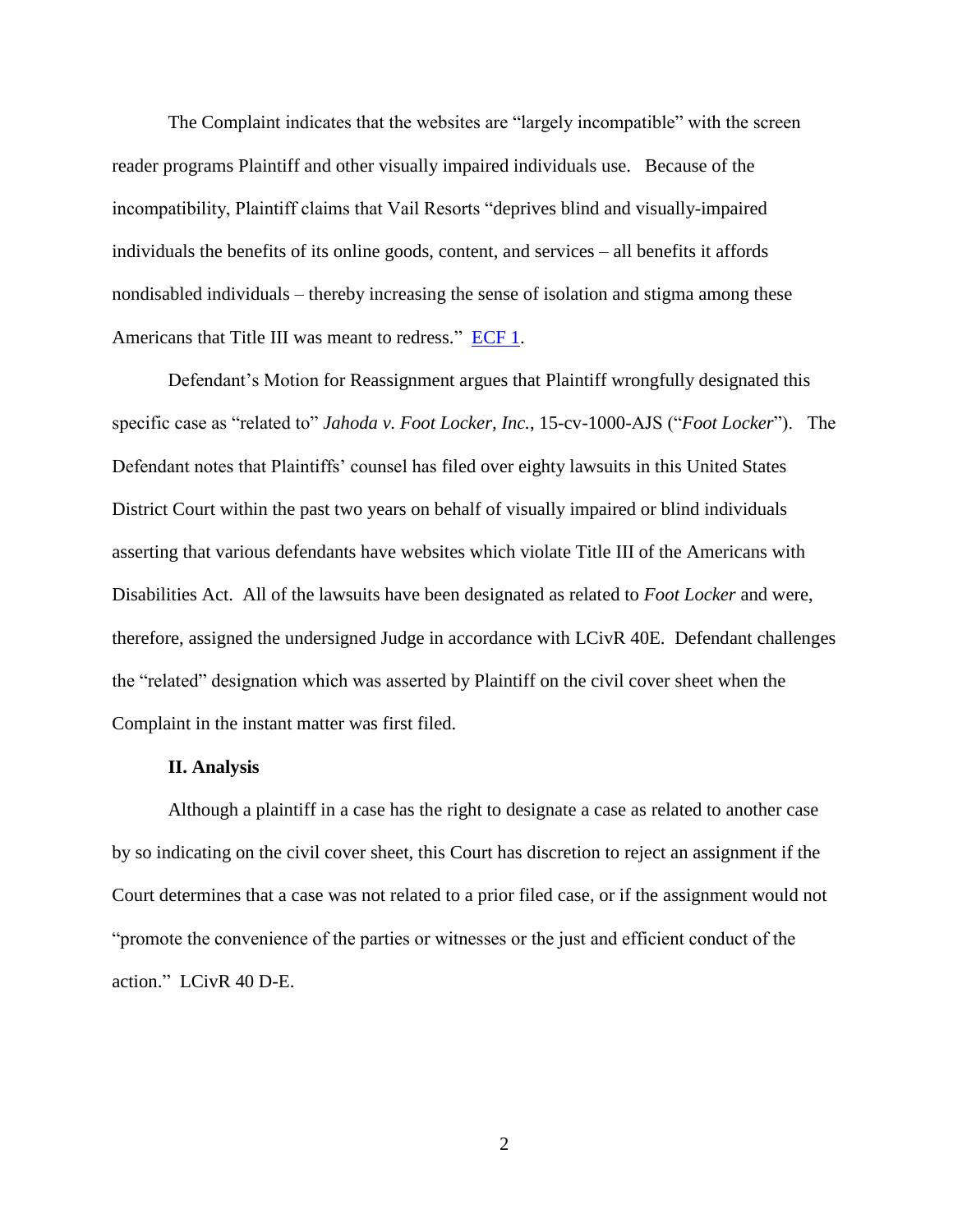The Complaint indicates that the websites are "largely incompatible" with the screen reader programs Plaintiff and other visually impaired individuals use. Because of the incompatibility, Plaintiff claims that Vail Resorts "deprives blind and visually-impaired individuals the benefits of its online goods, content, and services – all benefits it affords nondisabled individuals – thereby increasing the sense of isolation and stigma among these Americans that Title III was meant to redress." ECF 1.

Defendant's Motion for Reassignment argues that Plaintiff wrongfully designated this specific case as "related to" *Jahoda v. Foot Locker, Inc.*, 15-cv-1000-AJS ("*Foot Locker*"). The Defendant notes that Plaintiffs' counsel has filed over eighty lawsuits in this United States District Court within the past two years on behalf of visually impaired or blind individuals asserting that various defendants have websites which violate Title III of the Americans with Disabilities Act. All of the lawsuits have been designated as related to *Foot Locker* and were, therefore, assigned the undersigned Judge in accordance with LCivR 40E. Defendant challenges the "related" designation which was asserted by Plaintiff on the civil cover sheet when the Complaint in the instant matter was first filed.

**II. Analysis**

Although a plaintiff in a case has the right to designate a case as related to another case by so indicating on the civil cover sheet, this Court has discretion to reject an assignment if the Court determines that a case was not related to a prior filed case, or if the assignment would not "promote the convenience of the parties or witnesses or the just and efficient conduct of the action." LCivR 40 D-E.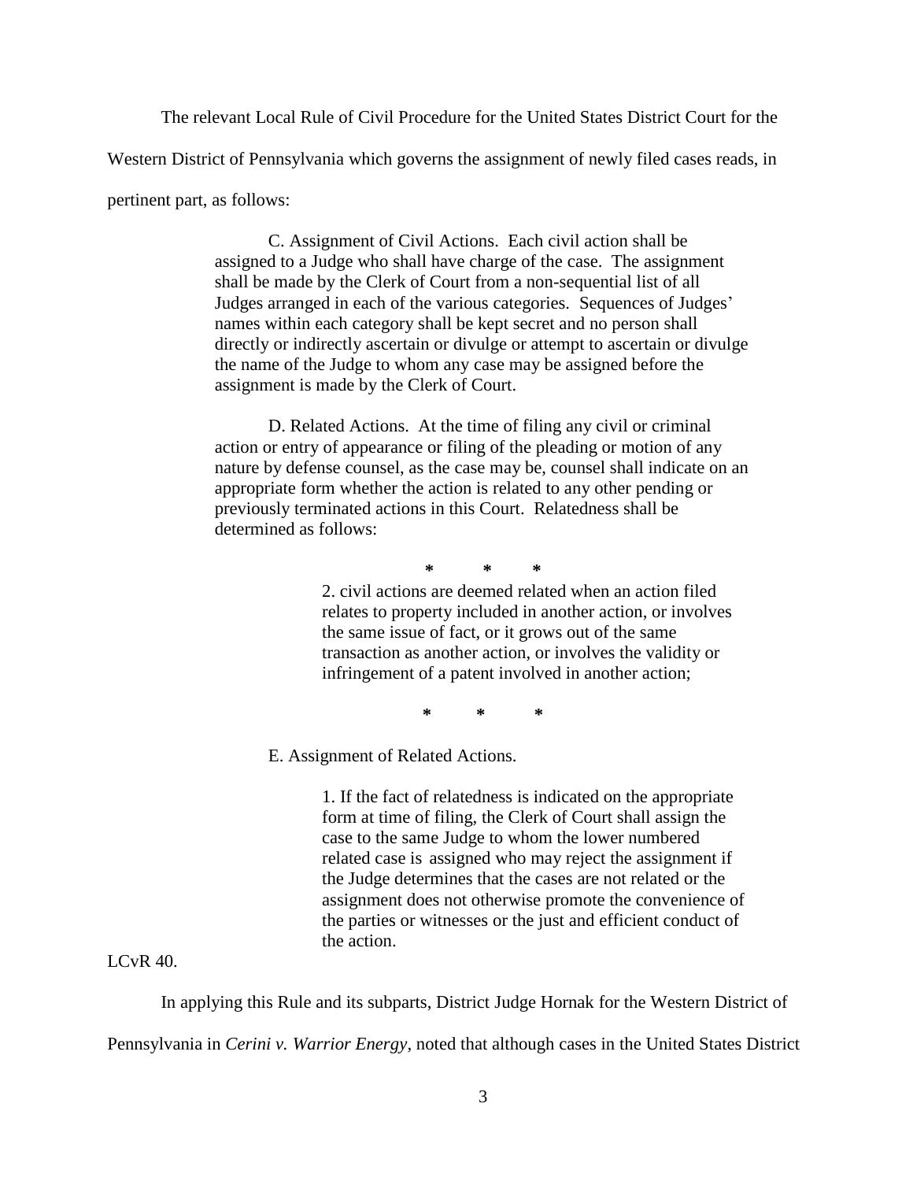The relevant Local Rule of Civil Procedure for the United States District Court for the Western District of Pennsylvania which governs the assignment of newly filed cases reads, in pertinent part, as follows:

> C. Assignment of Civil Actions. Each civil action shall be assigned to a Judge who shall have charge of the case. The assignment shall be made by the Clerk of Court from a non-sequential list of all Judges arranged in each of the various categories. Sequences of Judges' names within each category shall be kept secret and no person shall directly or indirectly ascertain or divulge or attempt to ascertain or divulge the name of the Judge to whom any case may be assigned before the assignment is made by the Clerk of Court.
>
> D. Related Actions. At the time of filing any civil or criminal action or entry of appearance or filing of the pleading or motion of any nature by defense counsel, as the case may be, counsel shall indicate on an appropriate form whether the action is related to any other pending or previously terminated actions in this Court. Relatedness shall be determined as follows:
>
> \* \* \*
>
> > 2. civil actions are deemed related when an action filed relates to property included in another action, or involves the same issue of fact, or it grows out of the same transaction as another action, or involves the validity or infringement of a patent involved in another action;
>
> \* \* \*
>
> E. Assignment of Related Actions.
>
> > 1. If the fact of relatedness is indicated on the appropriate form at time of filing, the Clerk of Court shall assign the case to the same Judge to whom the lower numbered related case is assigned who may reject the assignment if the Judge determines that the cases are not related or the assignment does not otherwise promote the convenience of the parties or witnesses or the just and efficient conduct of the action.

LCvR 40.

In applying this Rule and its subparts, District Judge Hornak for the Western District of Pennsylvania in *Cerini v. Warrior Energy*, noted that although cases in the United States District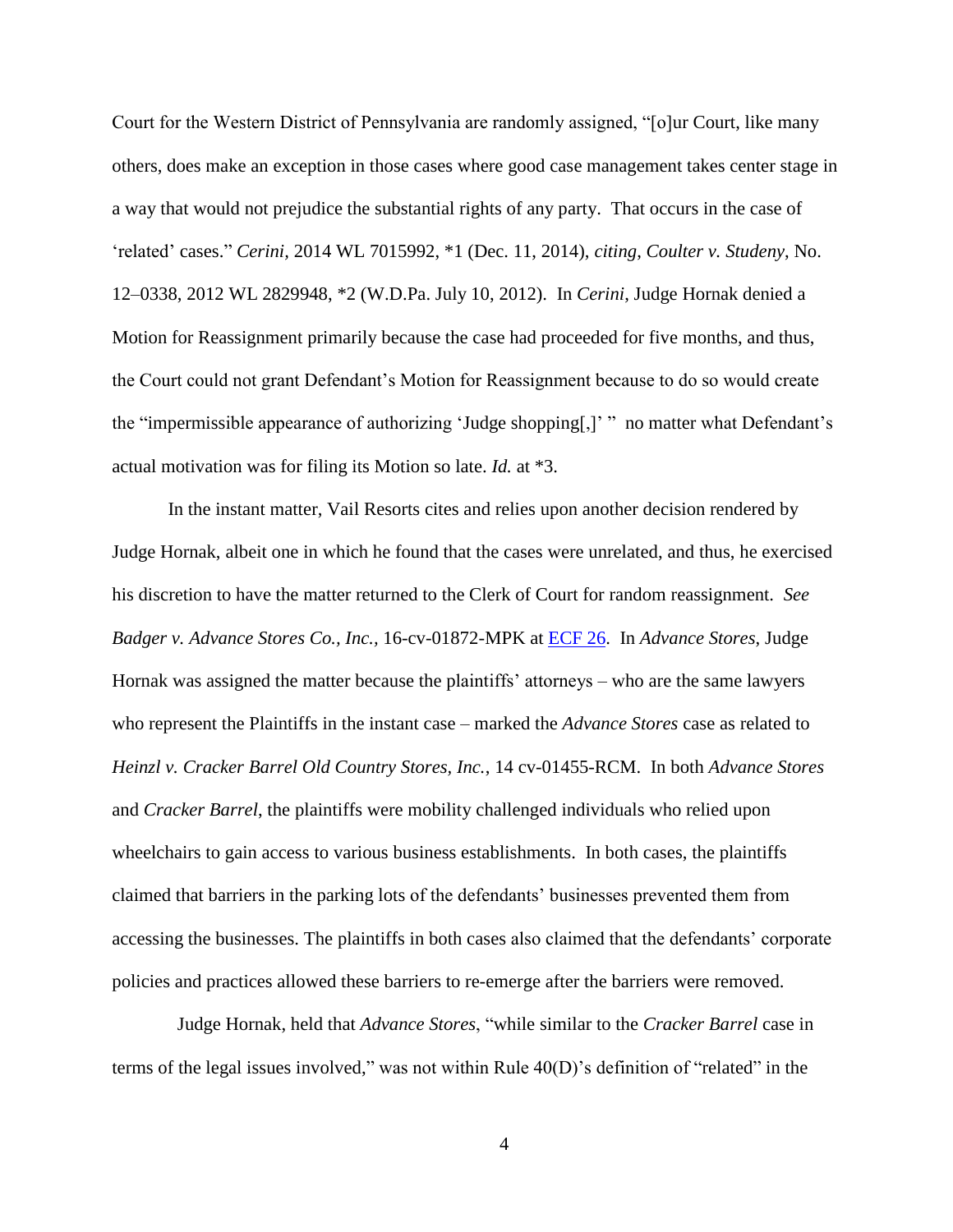Court for the Western District of Pennsylvania are randomly assigned, "[o]ur Court, like many others, does make an exception in those cases where good case management takes center stage in a way that would not prejudice the substantial rights of any party. That occurs in the case of 'related' cases." *Cerini*, 2014 WL 7015992, *1 (Dec. 11, 2014), *citing*, *Coulter v. Studeny*, No. 12–0338, 2012 WL 2829948, *2 (W.D.Pa. July 10, 2012). In *Cerini*, Judge Hornak denied a Motion for Reassignment primarily because the case had proceeded for five months, and thus, the Court could not grant Defendant's Motion for Reassignment because to do so would create the "impermissible appearance of authorizing 'Judge shopping[,]' " no matter what Defendant's actual motivation was for filing its Motion so late. *Id.* at *3.

In the instant matter, Vail Resorts cites and relies upon another decision rendered by Judge Hornak, albeit one in which he found that the cases were unrelated, and thus, he exercised his discretion to have the matter returned to the Clerk of Court for random reassignment. *See Badger v. Advance Stores Co., Inc.*, 16-cv-01872-MPK at ECF 26. In *Advance Stores*, Judge Hornak was assigned the matter because the plaintiffs' attorneys – who are the same lawyers who represent the Plaintiffs in the instant case – marked the *Advance Stores* case as related to *Heinzl v. Cracker Barrel Old Country Stores, Inc.*, 14 cv-01455-RCM. In both *Advance Stores* and *Cracker Barrel*, the plaintiffs were mobility challenged individuals who relied upon wheelchairs to gain access to various business establishments. In both cases, the plaintiffs claimed that barriers in the parking lots of the defendants' businesses prevented them from accessing the businesses. The plaintiffs in both cases also claimed that the defendants' corporate policies and practices allowed these barriers to re-emerge after the barriers were removed.

Judge Hornak, held that *Advance Stores*, "while similar to the *Cracker Barrel* case in terms of the legal issues involved," was not within Rule 40(D)'s definition of "related" in the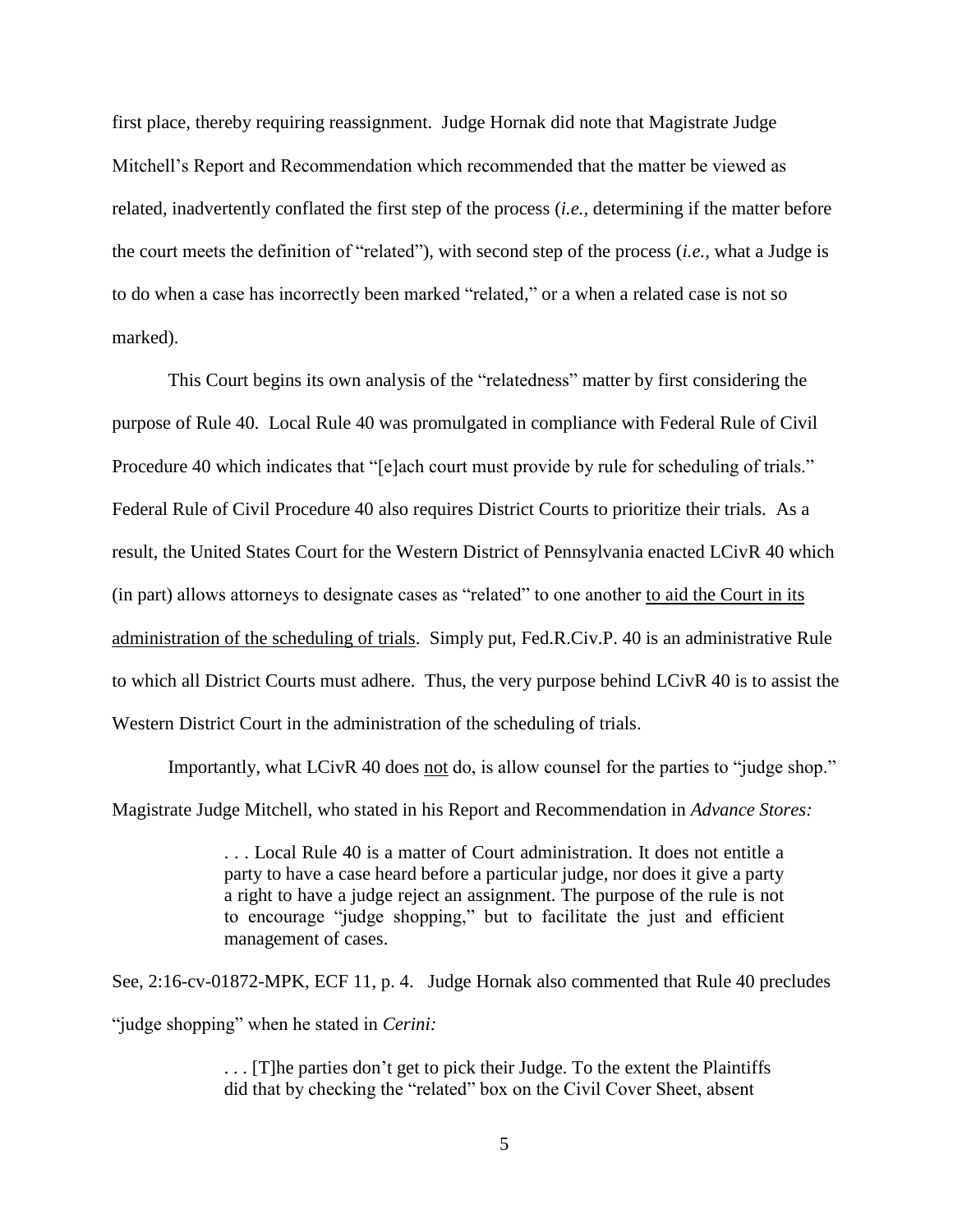first place, thereby requiring reassignment. Judge Hornak did note that Magistrate Judge Mitchell's Report and Recommendation which recommended that the matter be viewed as related, inadvertently conflated the first step of the process (*i.e.,* determining if the matter before the court meets the definition of "related"), with second step of the process (*i.e.,* what a Judge is to do when a case has incorrectly been marked "related," or a when a related case is not so marked).

This Court begins its own analysis of the "relatedness" matter by first considering the purpose of Rule 40. Local Rule 40 was promulgated in compliance with Federal Rule of Civil Procedure 40 which indicates that "[e]ach court must provide by rule for scheduling of trials." Federal Rule of Civil Procedure 40 also requires District Courts to prioritize their trials. As a result, the United States Court for the Western District of Pennsylvania enacted LCivR 40 which (in part) allows attorneys to designate cases as "related" to one another <u>to aid the Court in its administration of the scheduling of trials</u>. Simply put, Fed.R.Civ.P. 40 is an administrative Rule to which all District Courts must adhere. Thus, the very purpose behind LCivR 40 is to assist the Western District Court in the administration of the scheduling of trials.

Importantly, what LCivR 40 does <u>not</u> do, is allow counsel for the parties to "judge shop." Magistrate Judge Mitchell, who stated in his Report and Recommendation in *Advance Stores:*

> . . . Local Rule 40 is a matter of Court administration. It does not entitle a party to have a case heard before a particular judge, nor does it give a party a right to have a judge reject an assignment. The purpose of the rule is not to encourage "judge shopping," but to facilitate the just and efficient management of cases.

See, 2:16-cv-01872-MPK, ECF 11, p. 4. Judge Hornak also commented that Rule 40 precludes "judge shopping" when he stated in *Cerini:*

> . . . [T]he parties don't get to pick their Judge. To the extent the Plaintiffs did that by checking the "related" box on the Civil Cover Sheet, absent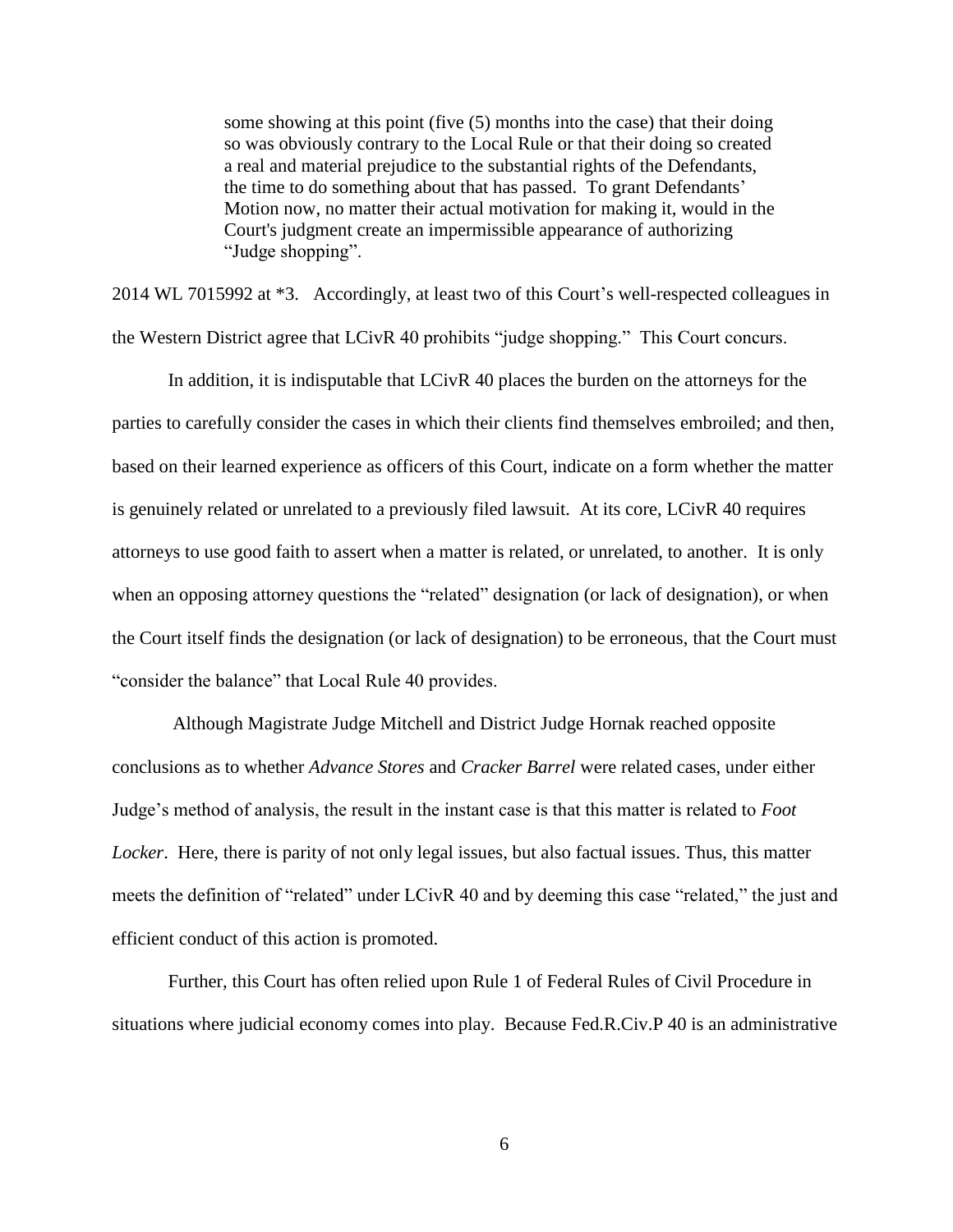> some showing at this point (five (5) months into the case) that their doing so was obviously contrary to the Local Rule or that their doing so created a real and material prejudice to the substantial rights of the Defendants, the time to do something about that has passed. To grant Defendants' Motion now, no matter their actual motivation for making it, would in the Court's judgment create an impermissible appearance of authorizing "Judge shopping".

2014 WL 7015992 at *3. Accordingly, at least two of this Court's well-respected colleagues in the Western District agree that LCivR 40 prohibits "judge shopping." This Court concurs.

In addition, it is indisputable that LCivR 40 places the burden on the attorneys for the parties to carefully consider the cases in which their clients find themselves embroiled; and then, based on their learned experience as officers of this Court, indicate on a form whether the matter is genuinely related or unrelated to a previously filed lawsuit. At its core, LCivR 40 requires attorneys to use good faith to assert when a matter is related, or unrelated, to another. It is only when an opposing attorney questions the "related" designation (or lack of designation), or when the Court itself finds the designation (or lack of designation) to be erroneous, that the Court must "consider the balance" that Local Rule 40 provides.

Although Magistrate Judge Mitchell and District Judge Hornak reached opposite conclusions as to whether *Advance Stores* and *Cracker Barrel* were related cases, under either Judge's method of analysis, the result in the instant case is that this matter is related to *Foot Locker*. Here, there is parity of not only legal issues, but also factual issues. Thus, this matter meets the definition of "related" under LCivR 40 and by deeming this case "related," the just and efficient conduct of this action is promoted.

Further, this Court has often relied upon Rule 1 of Federal Rules of Civil Procedure in situations where judicial economy comes into play. Because Fed.R.Civ.P 40 is an administrative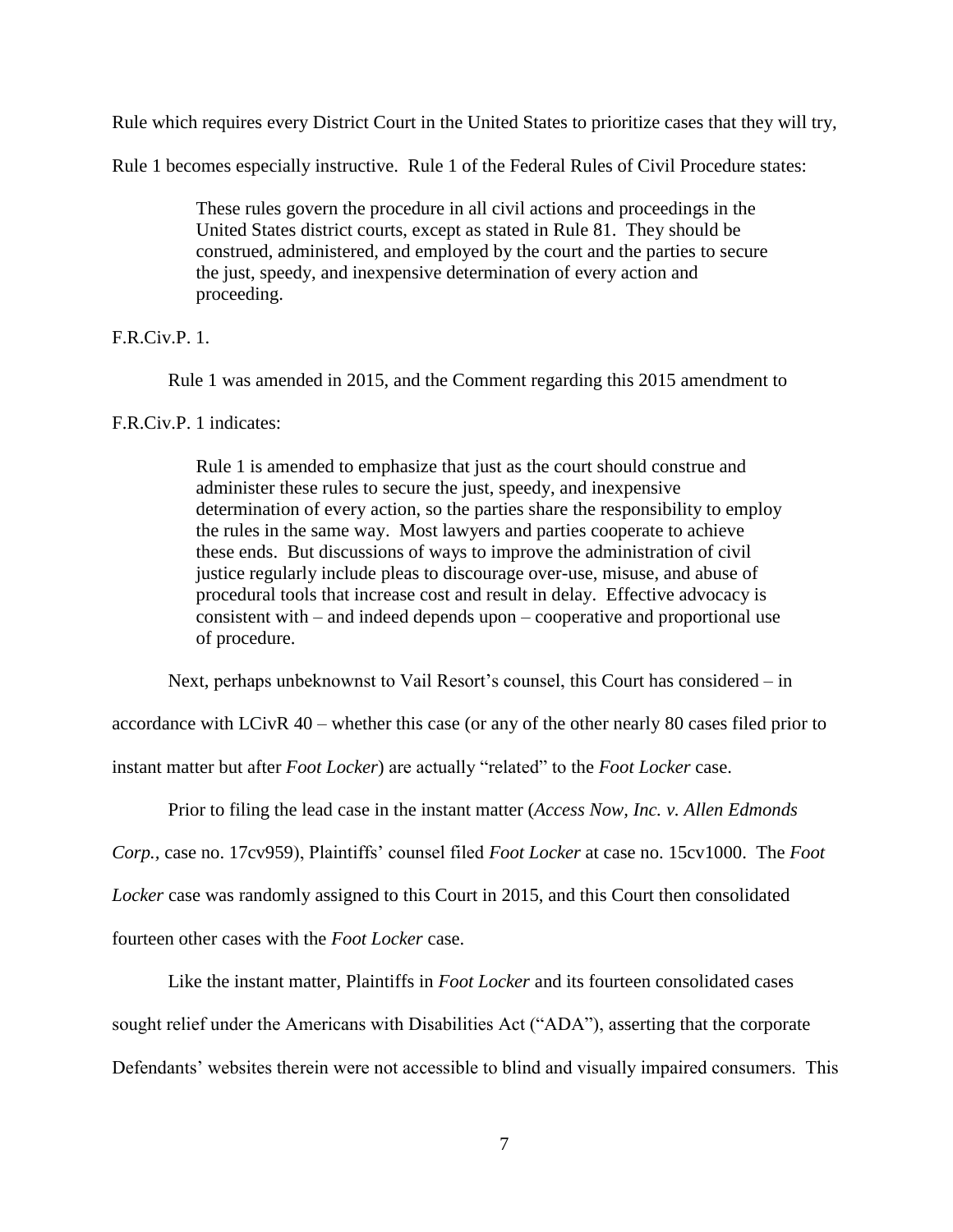Rule which requires every District Court in the United States to prioritize cases that they will try, Rule 1 becomes especially instructive. Rule 1 of the Federal Rules of Civil Procedure states:

> These rules govern the procedure in all civil actions and proceedings in the United States district courts, except as stated in Rule 81. They should be construed, administered, and employed by the court and the parties to secure the just, speedy, and inexpensive determination of every action and proceeding.

F.R.Civ.P. 1.

Rule 1 was amended in 2015, and the Comment regarding this 2015 amendment to F.R.Civ.P. 1 indicates:

> Rule 1 is amended to emphasize that just as the court should construe and administer these rules to secure the just, speedy, and inexpensive determination of every action, so the parties share the responsibility to employ the rules in the same way. Most lawyers and parties cooperate to achieve these ends. But discussions of ways to improve the administration of civil justice regularly include pleas to discourage over-use, misuse, and abuse of procedural tools that increase cost and result in delay. Effective advocacy is consistent with – and indeed depends upon – cooperative and proportional use of procedure.

Next, perhaps unbeknownst to Vail Resort's counsel, this Court has considered – in accordance with LCivR 40 – whether this case (or any of the other nearly 80 cases filed prior to instant matter but after *Foot Locker*) are actually "related" to the *Foot Locker* case.

Prior to filing the lead case in the instant matter (*Access Now, Inc. v. Allen Edmonds Corp.*, case no. 17cv959), Plaintiffs' counsel filed *Foot Locker* at case no. 15cv1000. The *Foot Locker* case was randomly assigned to this Court in 2015, and this Court then consolidated fourteen other cases with the *Foot Locker* case.

Like the instant matter, Plaintiffs in *Foot Locker* and its fourteen consolidated cases sought relief under the Americans with Disabilities Act ("ADA"), asserting that the corporate Defendants' websites therein were not accessible to blind and visually impaired consumers. This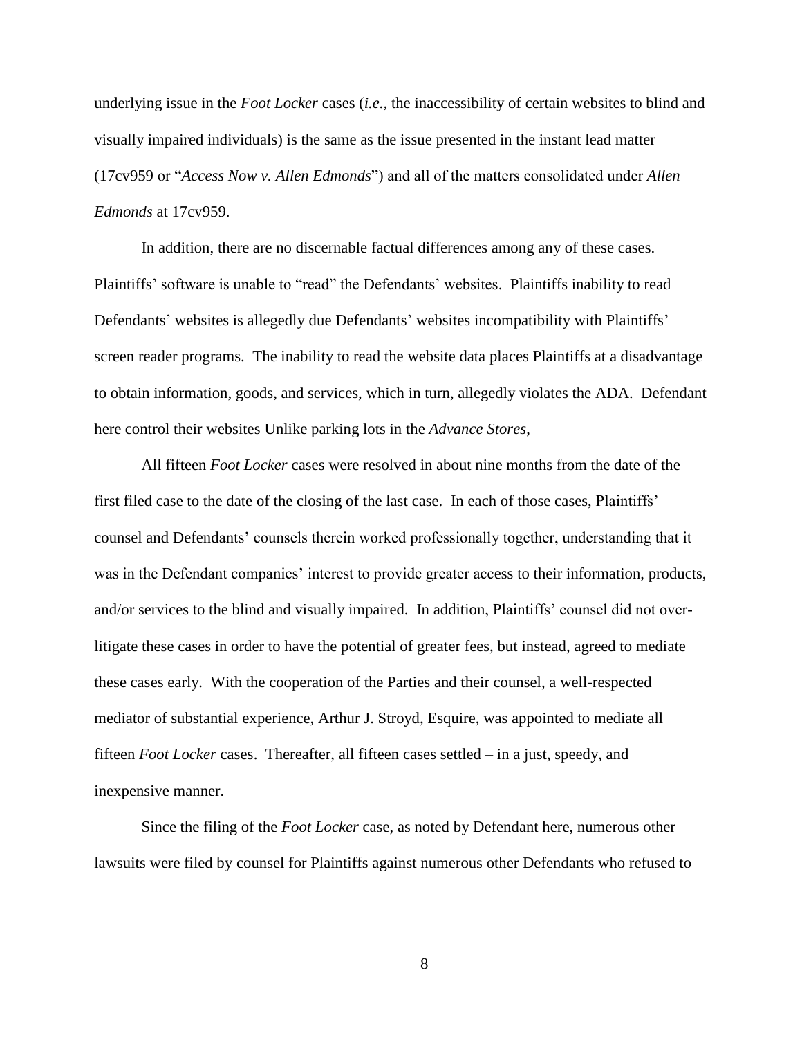underlying issue in the *Foot Locker* cases (*i.e.*, the inaccessibility of certain websites to blind and visually impaired individuals) is the same as the issue presented in the instant lead matter (17cv959 or "*Access Now v. Allen Edmonds*") and all of the matters consolidated under *Allen Edmonds* at 17cv959.

In addition, there are no discernable factual differences among any of these cases. Plaintiffs' software is unable to "read" the Defendants' websites. Plaintiffs inability to read Defendants' websites is allegedly due Defendants' websites incompatibility with Plaintiffs' screen reader programs. The inability to read the website data places Plaintiffs at a disadvantage to obtain information, goods, and services, which in turn, allegedly violates the ADA. Defendant here control their websites Unlike parking lots in the *Advance Stores*,

All fifteen *Foot Locker* cases were resolved in about nine months from the date of the first filed case to the date of the closing of the last case. In each of those cases, Plaintiffs' counsel and Defendants' counsels therein worked professionally together, understanding that it was in the Defendant companies' interest to provide greater access to their information, products, and/or services to the blind and visually impaired. In addition, Plaintiffs' counsel did not over-litigate these cases in order to have the potential of greater fees, but instead, agreed to mediate these cases early. With the cooperation of the Parties and their counsel, a well-respected mediator of substantial experience, Arthur J. Stroyd, Esquire, was appointed to mediate all fifteen *Foot Locker* cases. Thereafter, all fifteen cases settled – in a just, speedy, and inexpensive manner.

Since the filing of the *Foot Locker* case, as noted by Defendant here, numerous other lawsuits were filed by counsel for Plaintiffs against numerous other Defendants who refused to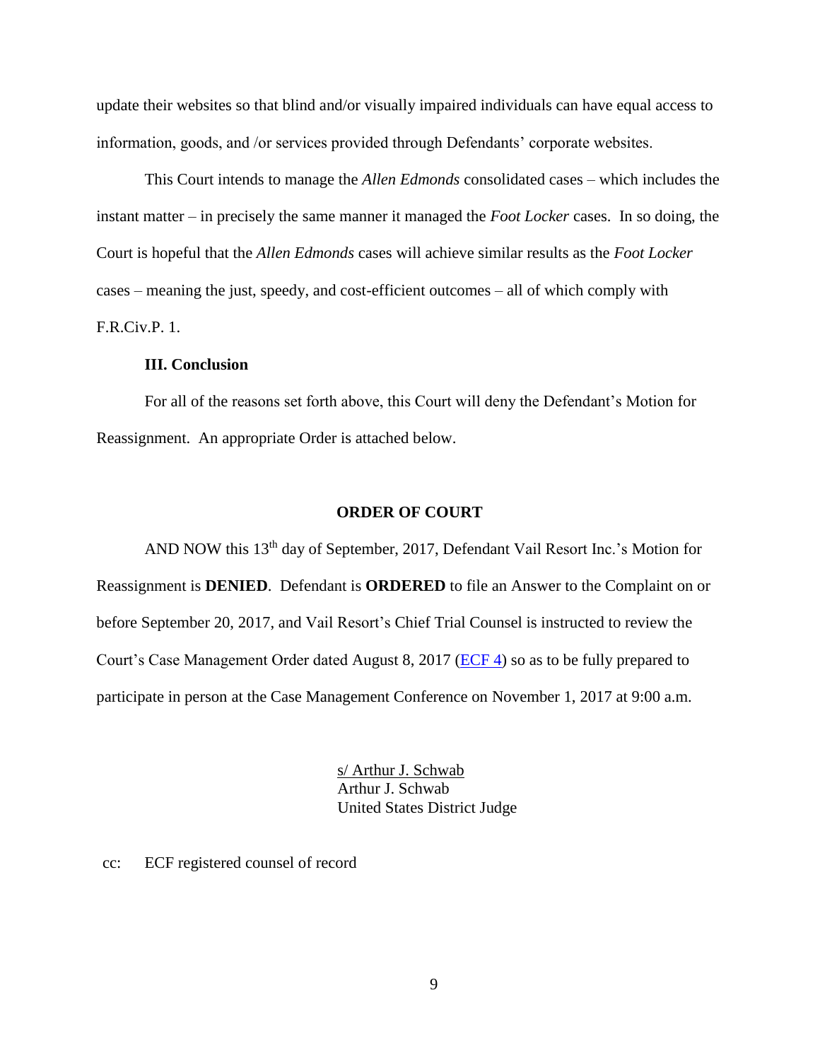update their websites so that blind and/or visually impaired individuals can have equal access to information, goods, and /or services provided through Defendants' corporate websites.

This Court intends to manage the *Allen Edmonds* consolidated cases – which includes the instant matter – in precisely the same manner it managed the *Foot Locker* cases. In so doing, the Court is hopeful that the *Allen Edmonds* cases will achieve similar results as the *Foot Locker* cases – meaning the just, speedy, and cost-efficient outcomes – all of which comply with F.R.Civ.P. 1.

**III. Conclusion**

For all of the reasons set forth above, this Court will deny the Defendant's Motion for Reassignment. An appropriate Order is attached below.

**ORDER OF COURT**

AND NOW this 13th day of September, 2017, Defendant Vail Resort Inc.'s Motion for Reassignment is **DENIED**. Defendant is **ORDERED** to file an Answer to the Complaint on or before September 20, 2017, and Vail Resort's Chief Trial Counsel is instructed to review the Court's Case Management Order dated August 8, 2017 (ECF 4) so as to be fully prepared to participate in person at the Case Management Conference on November 1, 2017 at 9:00 a.m.

s/ Arthur J. Schwab
Arthur J. Schwab
United States District Judge

cc: ECF registered counsel of record